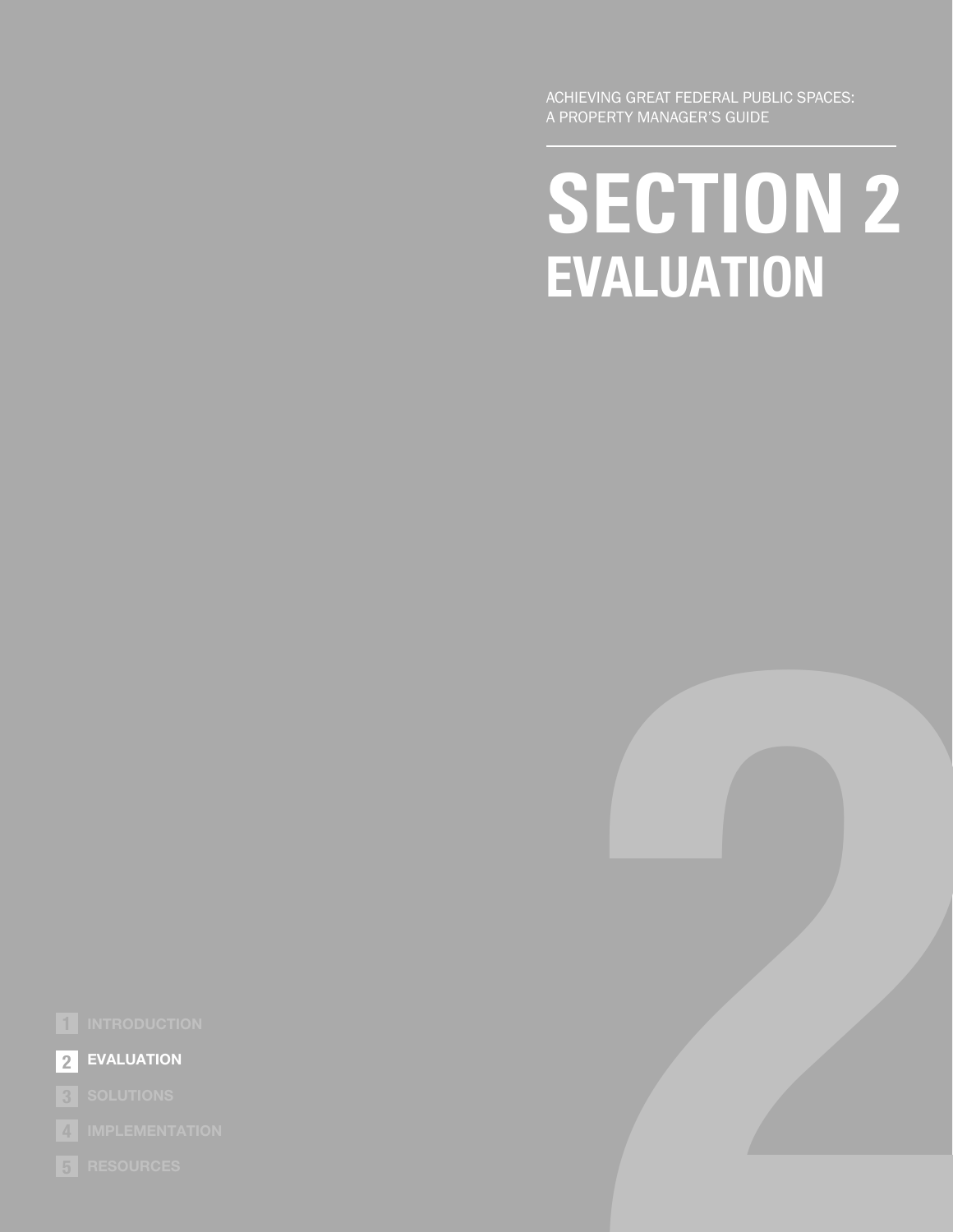ACHIEVING GREAT FEDERAL PUBLIC SPACES:
A PROPERTY MANAGER'S GUIDE

# SECTION 2
## EVALUATION

1 INTRODUCTION

2 **EVALUATION**

3 SOLUTIONS

4 IMPLEMENTATION

5 RESOURCES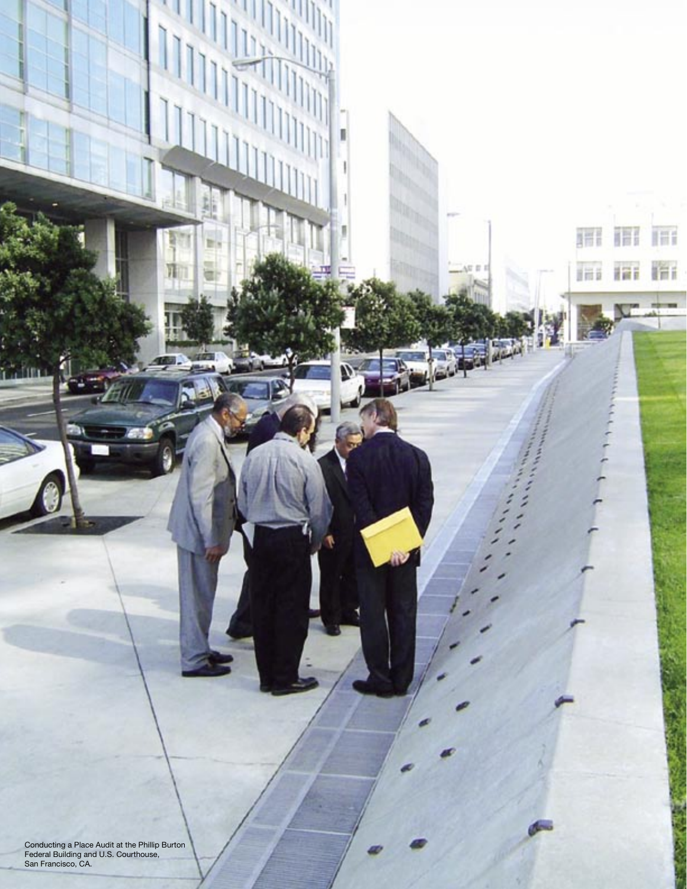Conducting a Place Audit at the Phillip Burton Federal Building and U.S. Courthouse, San Francisco, CA.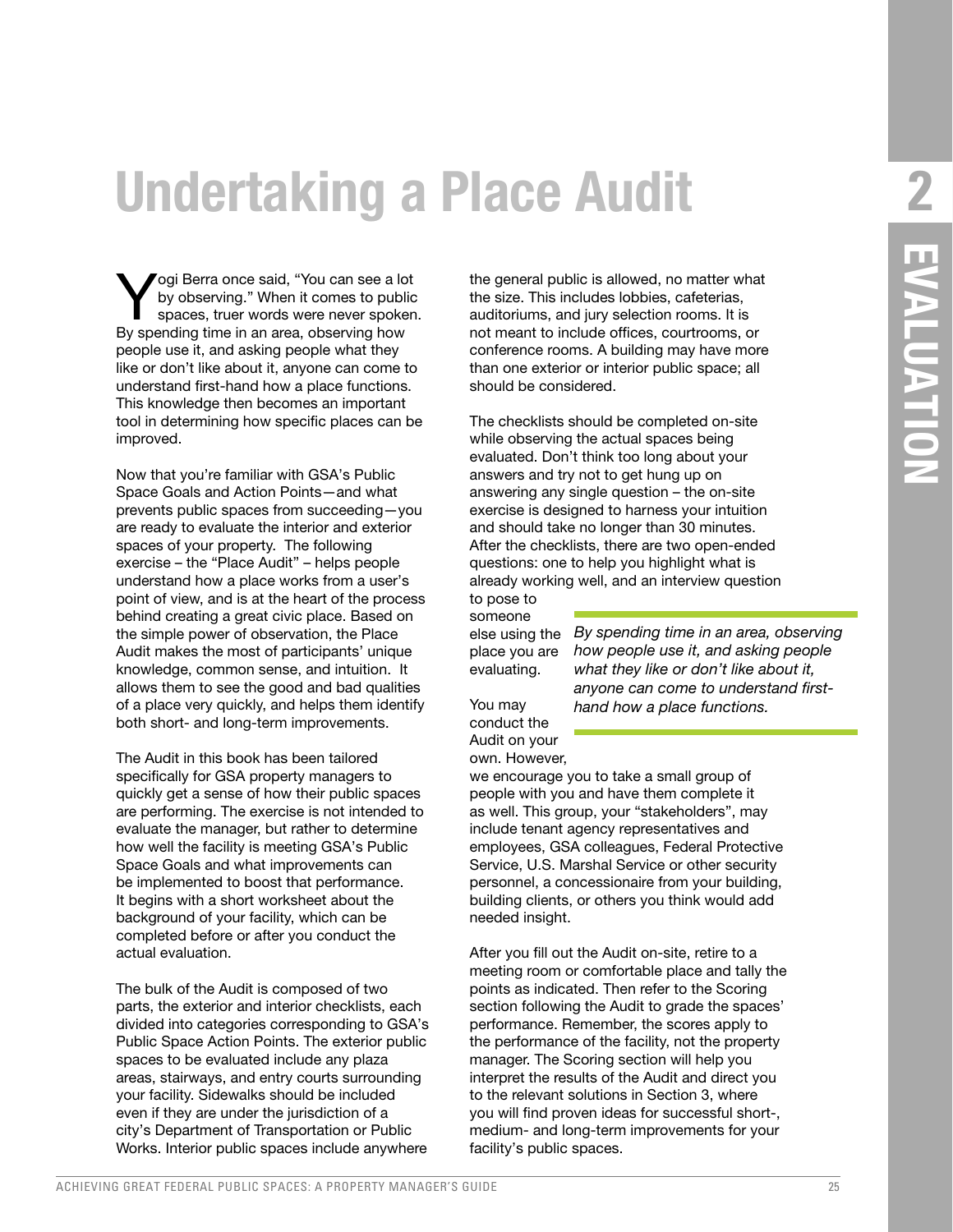# Undertaking a Place Audit

Yogi Berra once said, "You can see a lot by observing." When it comes to public spaces, truer words were never spoken. By spending time in an area, observing how people use it, and asking people what they like or don't like about it, anyone can come to understand first-hand how a place functions. This knowledge then becomes an important tool in determining how specific places can be improved.

Now that you're familiar with GSA's Public Space Goals and Action Points—and what prevents public spaces from succeeding—you are ready to evaluate the interior and exterior spaces of your property. The following exercise – the "Place Audit" – helps people understand how a place works from a user's point of view, and is at the heart of the process behind creating a great civic place. Based on the simple power of observation, the Place Audit makes the most of participants' unique knowledge, common sense, and intuition. It allows them to see the good and bad qualities of a place very quickly, and helps them identify both short- and long-term improvements.

The Audit in this book has been tailored specifically for GSA property managers to quickly get a sense of how their public spaces are performing. The exercise is not intended to evaluate the manager, but rather to determine how well the facility is meeting GSA's Public Space Goals and what improvements can be implemented to boost that performance. It begins with a short worksheet about the background of your facility, which can be completed before or after you conduct the actual evaluation.

The bulk of the Audit is composed of two parts, the exterior and interior checklists, each divided into categories corresponding to GSA's Public Space Action Points. The exterior public spaces to be evaluated include any plaza areas, stairways, and entry courts surrounding your facility. Sidewalks should be included even if they are under the jurisdiction of a city's Department of Transportation or Public Works. Interior public spaces include anywhere the general public is allowed, no matter what the size. This includes lobbies, cafeterias, auditoriums, and jury selection rooms. It is not meant to include offices, courtrooms, or conference rooms. A building may have more than one exterior or interior public space; all should be considered.

The checklists should be completed on-site while observing the actual spaces being evaluated. Don't think too long about your answers and try not to get hung up on answering any single question – the on-site exercise is designed to harness your intuition and should take no longer than 30 minutes. After the checklists, there are two open-ended questions: one to help you highlight what is already working well, and an interview question to pose to someone else using the place you are evaluating.

*By spending time in an area, observing how people use it, and asking people what they like or don't like about it, anyone can come to understand first-hand how a place functions.*

You may conduct the Audit on your own. However, we encourage you to take a small group of people with you and have them complete it as well. This group, your "stakeholders", may include tenant agency representatives and employees, GSA colleagues, Federal Protective Service, U.S. Marshal Service or other security personnel, a concessionaire from your building, building clients, or others you think would add needed insight.

After you fill out the Audit on-site, retire to a meeting room or comfortable place and tally the points as indicated. Then refer to the Scoring section following the Audit to grade the spaces' performance. Remember, the scores apply to the performance of the facility, not the property manager. The Scoring section will help you interpret the results of the Audit and direct you to the relevant solutions in Section 3, where you will find proven ideas for successful short-, medium- and long-term improvements for your facility's public spaces.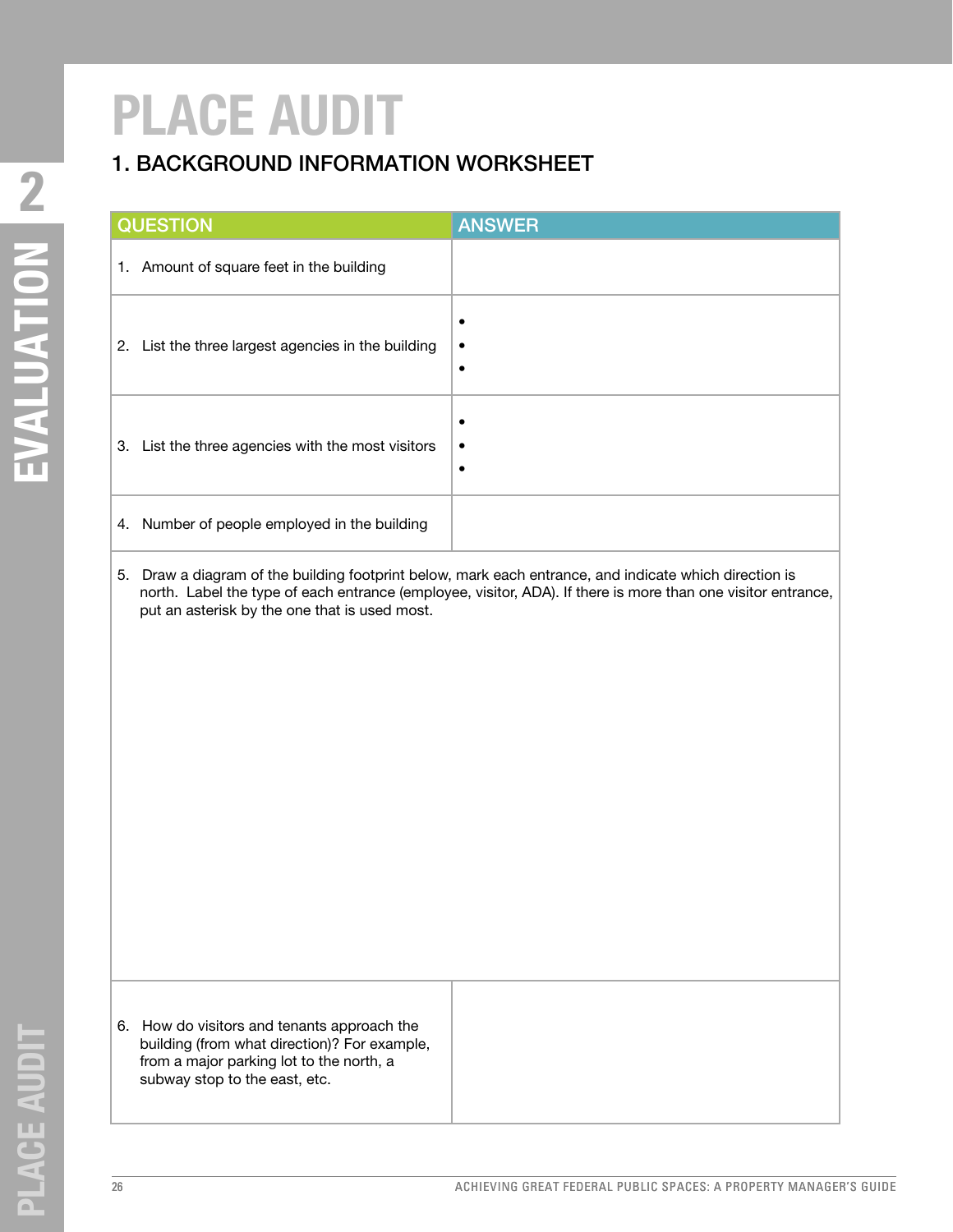# PLACE AUDIT

## 1. BACKGROUND INFORMATION WORKSHEET

| QUESTION | ANSWER |
|---|---|
| 1. Amount of square feet in the building | |
| 2. List the three largest agencies in the building | • <br> • <br> • |
| 3. List the three agencies with the most visitors | • <br> • <br> • |
| 4. Number of people employed in the building | |
| 5. Draw a diagram of the building footprint below, mark each entrance, and indicate which direction is north. Label the type of each entrance (employee, visitor, ADA). If there is more than one visitor entrance, put an asterisk by the one that is used most. | |
| 6. How do visitors and tenants approach the building (from what direction)? For example, from a major parking lot to the north, a subway stop to the east, etc. | |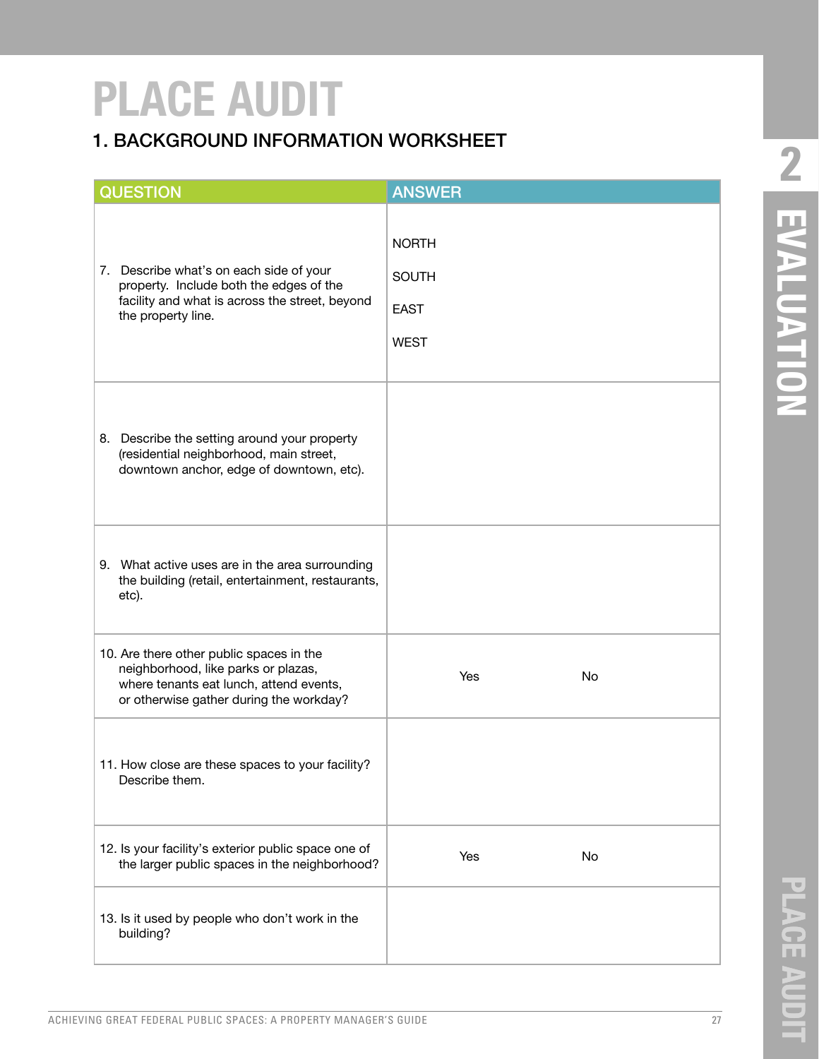# PLACE AUDIT

## 1. BACKGROUND INFORMATION WORKSHEET

| QUESTION | ANSWER |
| --- | --- |
| 7. Describe what's on each side of your property. Include both the edges of the facility and what is across the street, beyond the property line. | NORTH<br>SOUTH<br>EAST<br>WEST |
| 8. Describe the setting around your property (residential neighborhood, main street, downtown anchor, edge of downtown, etc). | |
| 9. What active uses are in the area surrounding the building (retail, entertainment, restaurants, etc). | |
| 10. Are there other public spaces in the neighborhood, like parks or plazas, where tenants eat lunch, attend events, or otherwise gather during the workday? | Yes No |
| 11. How close are these spaces to your facility? Describe them. | |
| 12. Is your facility's exterior public space one of the larger public spaces in the neighborhood? | Yes No |
| 13. Is it used by people who don't work in the building? | |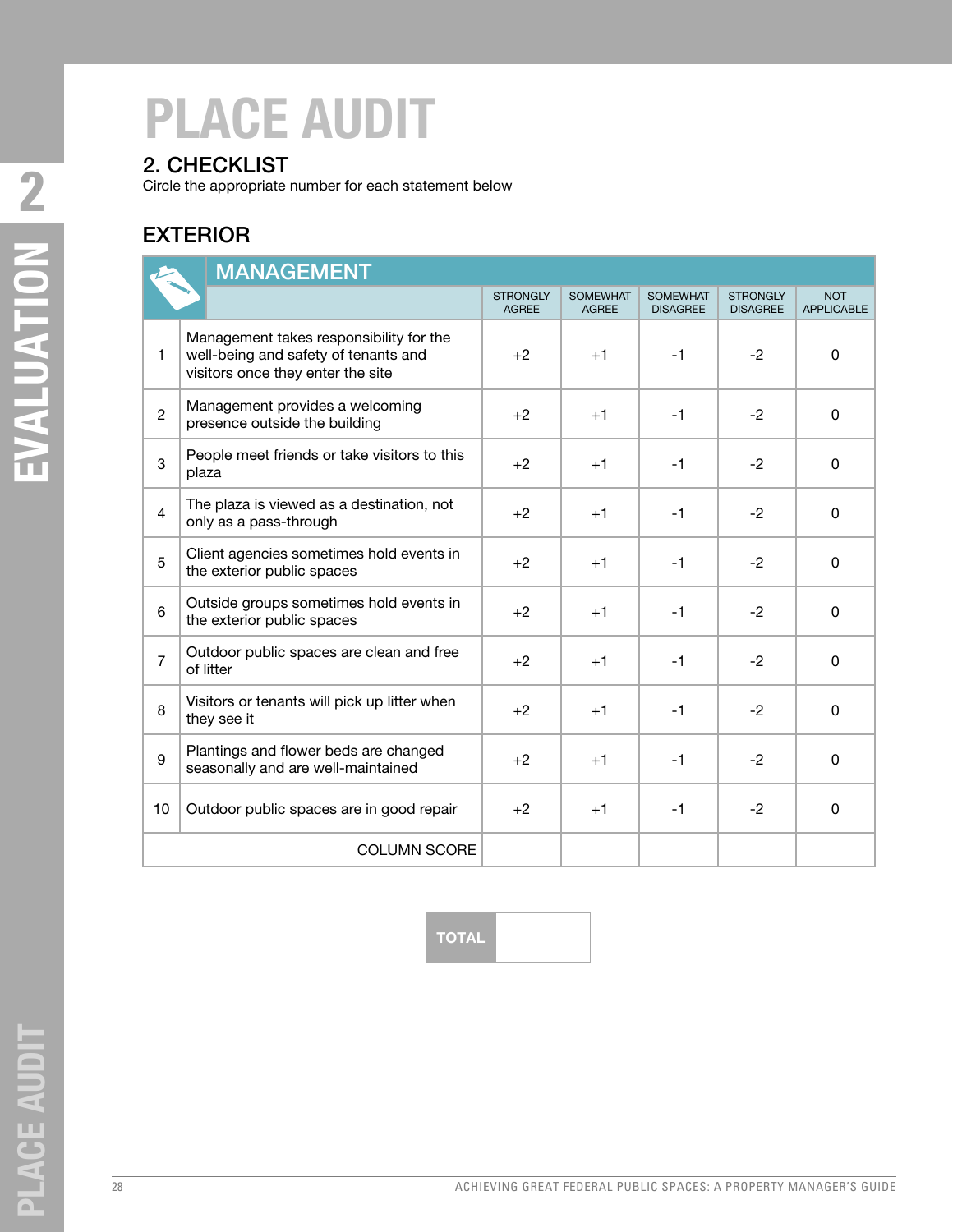# PLACE AUDIT

## 2. CHECKLIST

Circle the appropriate number for each statement below

### EXTERIOR

| | MANAGEMENT | STRONGLY AGREE | SOMEWHAT AGREE | SOMEWHAT DISAGREE | STRONGLY DISAGREE | NOT APPLICABLE |
|---|---|---|---|---|---|---|
| 1 | Management takes responsibility for the well-being and safety of tenants and visitors once they enter the site | +2 | +1 | -1 | -2 | 0 |
| 2 | Management provides a welcoming presence outside the building | +2 | +1 | -1 | -2 | 0 |
| 3 | People meet friends or take visitors to this plaza | +2 | +1 | -1 | -2 | 0 |
| 4 | The plaza is viewed as a destination, not only as a pass-through | +2 | +1 | -1 | -2 | 0 |
| 5 | Client agencies sometimes hold events in the exterior public spaces | +2 | +1 | -1 | -2 | 0 |
| 6 | Outside groups sometimes hold events in the exterior public spaces | +2 | +1 | -1 | -2 | 0 |
| 7 | Outdoor public spaces are clean and free of litter | +2 | +1 | -1 | -2 | 0 |
| 8 | Visitors or tenants will pick up litter when they see it | +2 | +1 | -1 | -2 | 0 |
| 9 | Plantings and flower beds are changed seasonally and are well-maintained | +2 | +1 | -1 | -2 | 0 |
| 10 | Outdoor public spaces are in good repair | +2 | +1 | -1 | -2 | 0 |
| | COLUMN SCORE | | | | | |

| TOTAL | |
|---|---|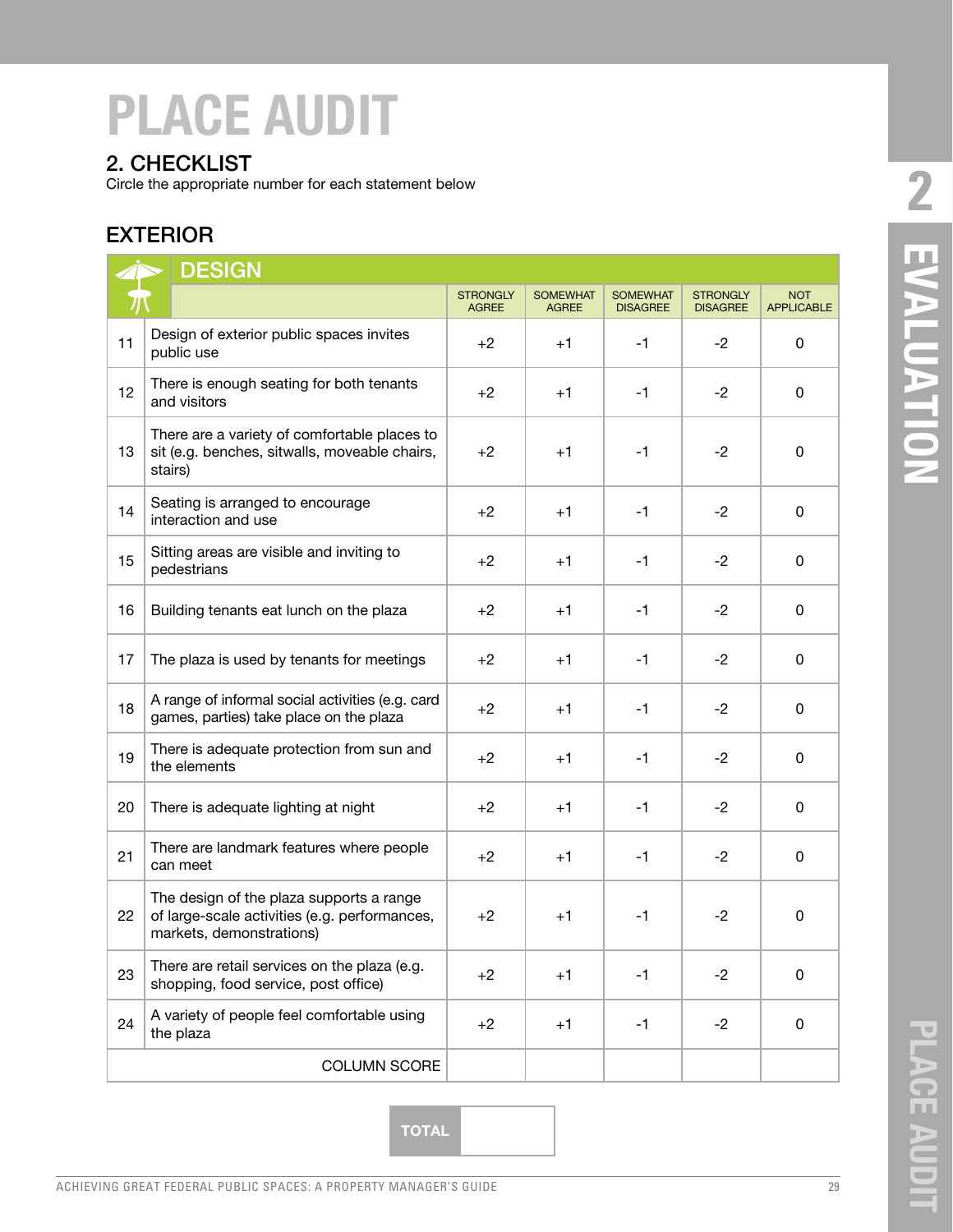# PLACE AUDIT

## 2. CHECKLIST

Circle the appropriate number for each statement below

### EXTERIOR

| | DESIGN | STRONGLY AGREE | SOMEWHAT AGREE | SOMEWHAT DISAGREE | STRONGLY DISAGREE | NOT APPLICABLE |
|---|---|---|---|---|---|---|
| 11 | Design of exterior public spaces invites public use | +2 | +1 | -1 | -2 | 0 |
| 12 | There is enough seating for both tenants and visitors | +2 | +1 | -1 | -2 | 0 |
| 13 | There are a variety of comfortable places to sit (e.g. benches, sitwalls, moveable chairs, stairs) | +2 | +1 | -1 | -2 | 0 |
| 14 | Seating is arranged to encourage interaction and use | +2 | +1 | -1 | -2 | 0 |
| 15 | Sitting areas are visible and inviting to pedestrians | +2 | +1 | -1 | -2 | 0 |
| 16 | Building tenants eat lunch on the plaza | +2 | +1 | -1 | -2 | 0 |
| 17 | The plaza is used by tenants for meetings | +2 | +1 | -1 | -2 | 0 |
| 18 | A range of informal social activities (e.g. card games, parties) take place on the plaza | +2 | +1 | -1 | -2 | 0 |
| 19 | There is adequate protection from sun and the elements | +2 | +1 | -1 | -2 | 0 |
| 20 | There is adequate lighting at night | +2 | +1 | -1 | -2 | 0 |
| 21 | There are landmark features where people can meet | +2 | +1 | -1 | -2 | 0 |
| 22 | The design of the plaza supports a range of large-scale activities (e.g. performances, markets, demonstrations) | +2 | +1 | -1 | -2 | 0 |
| 23 | There are retail services on the plaza (e.g. shopping, food service, post office) | +2 | +1 | -1 | -2 | 0 |
| 24 | A variety of people feel comfortable using the plaza | +2 | +1 | -1 | -2 | 0 |
| | COLUMN SCORE | | | | | |

| TOTAL | |
|---|---|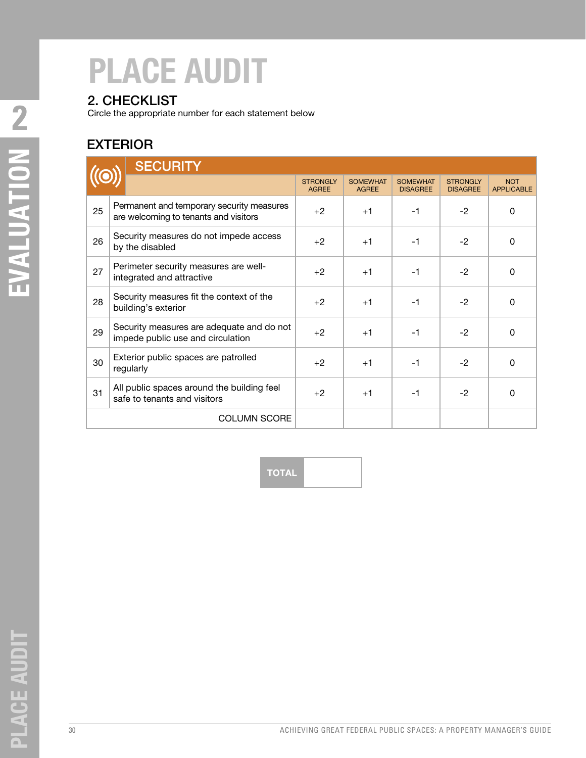# PLACE AUDIT

## 2. CHECKLIST

Circle the appropriate number for each statement below

### EXTERIOR

| | SECURITY | STRONGLY AGREE | SOMEWHAT AGREE | SOMEWHAT DISAGREE | STRONGLY DISAGREE | NOT APPLICABLE |
|---|---|---|---|---|---|---|
| 25 | Permanent and temporary security measures are welcoming to tenants and visitors | +2 | +1 | -1 | -2 | 0 |
| 26 | Security measures do not impede access by the disabled | +2 | +1 | -1 | -2 | 0 |
| 27 | Perimeter security measures are well-integrated and attractive | +2 | +1 | -1 | -2 | 0 |
| 28 | Security measures fit the context of the building's exterior | +2 | +1 | -1 | -2 | 0 |
| 29 | Security measures are adequate and do not impede public use and circulation | +2 | +1 | -1 | -2 | 0 |
| 30 | Exterior public spaces are patrolled regularly | +2 | +1 | -1 | -2 | 0 |
| 31 | All public spaces around the building feel safe to tenants and visitors | +2 | +1 | -1 | -2 | 0 |
| | COLUMN SCORE | | | | | |

| TOTAL | |
|---|---|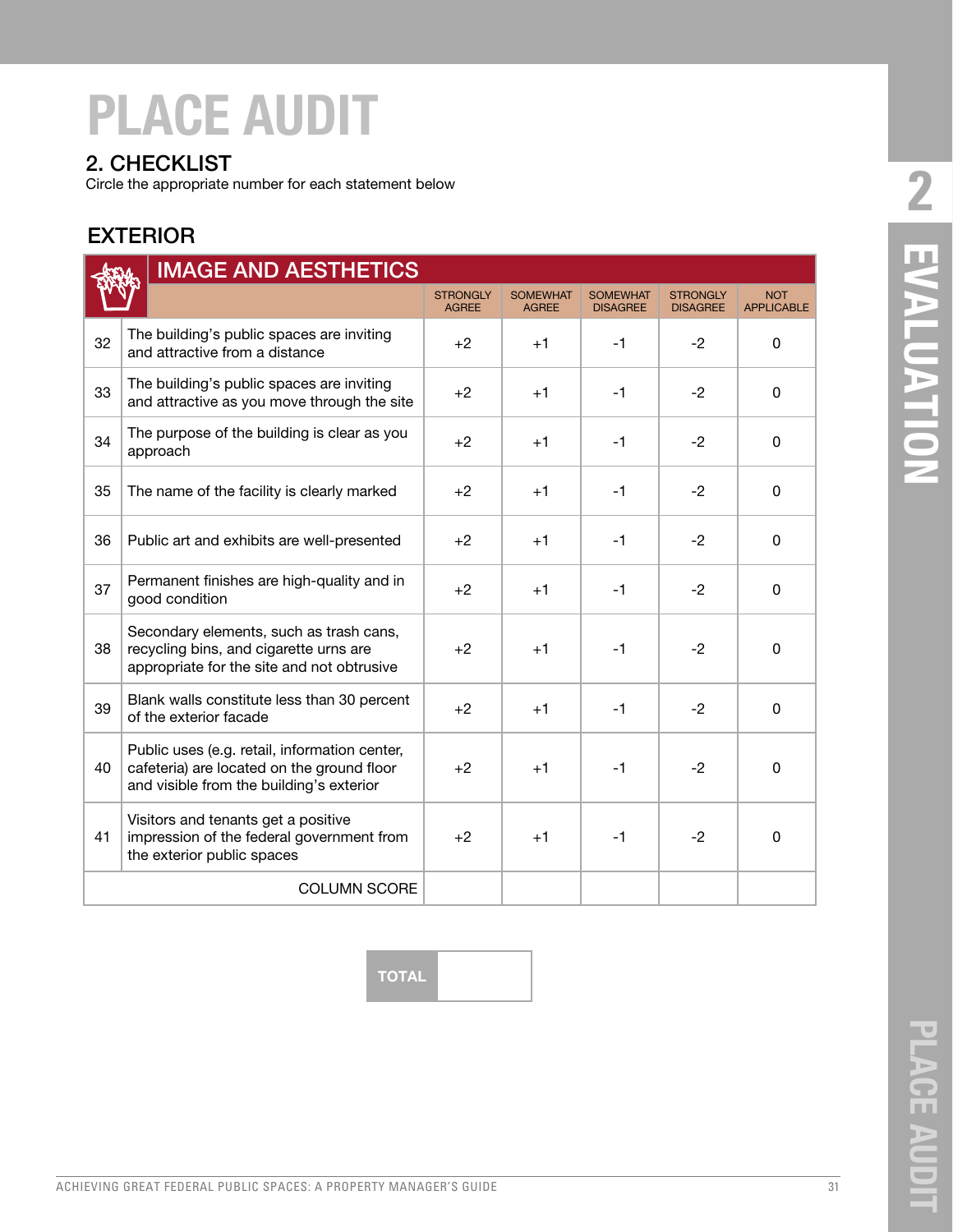# PLACE AUDIT

## 2. CHECKLIST

Circle the appropriate number for each statement below

### EXTERIOR

| | IMAGE AND AESTHETICS | STRONGLY AGREE | SOMEWHAT AGREE | SOMEWHAT DISAGREE | STRONGLY DISAGREE | NOT APPLICABLE |
|---|---|---|---|---|---|---|
| 32 | The building's public spaces are inviting and attractive from a distance | +2 | +1 | -1 | -2 | 0 |
| 33 | The building's public spaces are inviting and attractive as you move through the site | +2 | +1 | -1 | -2 | 0 |
| 34 | The purpose of the building is clear as you approach | +2 | +1 | -1 | -2 | 0 |
| 35 | The name of the facility is clearly marked | +2 | +1 | -1 | -2 | 0 |
| 36 | Public art and exhibits are well-presented | +2 | +1 | -1 | -2 | 0 |
| 37 | Permanent finishes are high-quality and in good condition | +2 | +1 | -1 | -2 | 0 |
| 38 | Secondary elements, such as trash cans, recycling bins, and cigarette urns are appropriate for the site and not obtrusive | +2 | +1 | -1 | -2 | 0 |
| 39 | Blank walls constitute less than 30 percent of the exterior facade | +2 | +1 | -1 | -2 | 0 |
| 40 | Public uses (e.g. retail, information center, cafeteria) are located on the ground floor and visible from the building's exterior | +2 | +1 | -1 | -2 | 0 |
| 41 | Visitors and tenants get a positive impression of the federal government from the exterior public spaces | +2 | +1 | -1 | -2 | 0 |
| | COLUMN SCORE | | | | | |

| TOTAL | |
|---|---|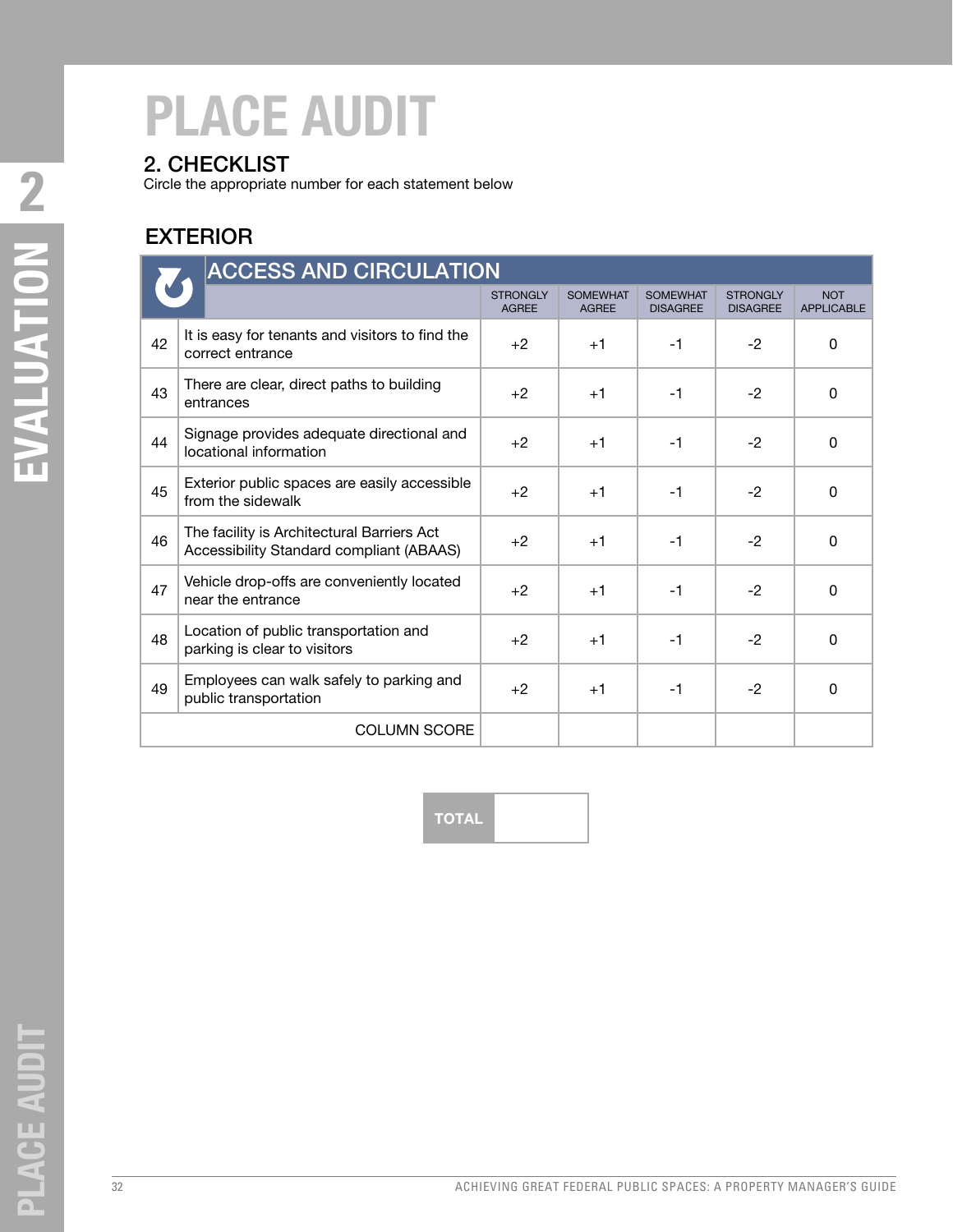# PLACE AUDIT

## 2. CHECKLIST

Circle the appropriate number for each statement below

### EXTERIOR

| | ACCESS AND CIRCULATION | STRONGLY AGREE | SOMEWHAT AGREE | SOMEWHAT DISAGREE | STRONGLY DISAGREE | NOT APPLICABLE |
|---|---|---|---|---|---|---|
| 42 | It is easy for tenants and visitors to find the correct entrance | +2 | +1 | -1 | -2 | 0 |
| 43 | There are clear, direct paths to building entrances | +2 | +1 | -1 | -2 | 0 |
| 44 | Signage provides adequate directional and locational information | +2 | +1 | -1 | -2 | 0 |
| 45 | Exterior public spaces are easily accessible from the sidewalk | +2 | +1 | -1 | -2 | 0 |
| 46 | The facility is Architectural Barriers Act Accessibility Standard compliant (ABAAS) | +2 | +1 | -1 | -2 | 0 |
| 47 | Vehicle drop-offs are conveniently located near the entrance | +2 | +1 | -1 | -2 | 0 |
| 48 | Location of public transportation and parking is clear to visitors | +2 | +1 | -1 | -2 | 0 |
| 49 | Employees can walk safely to parking and public transportation | +2 | +1 | -1 | -2 | 0 |
| | COLUMN SCORE | | | | | |

| TOTAL | |
|---|---|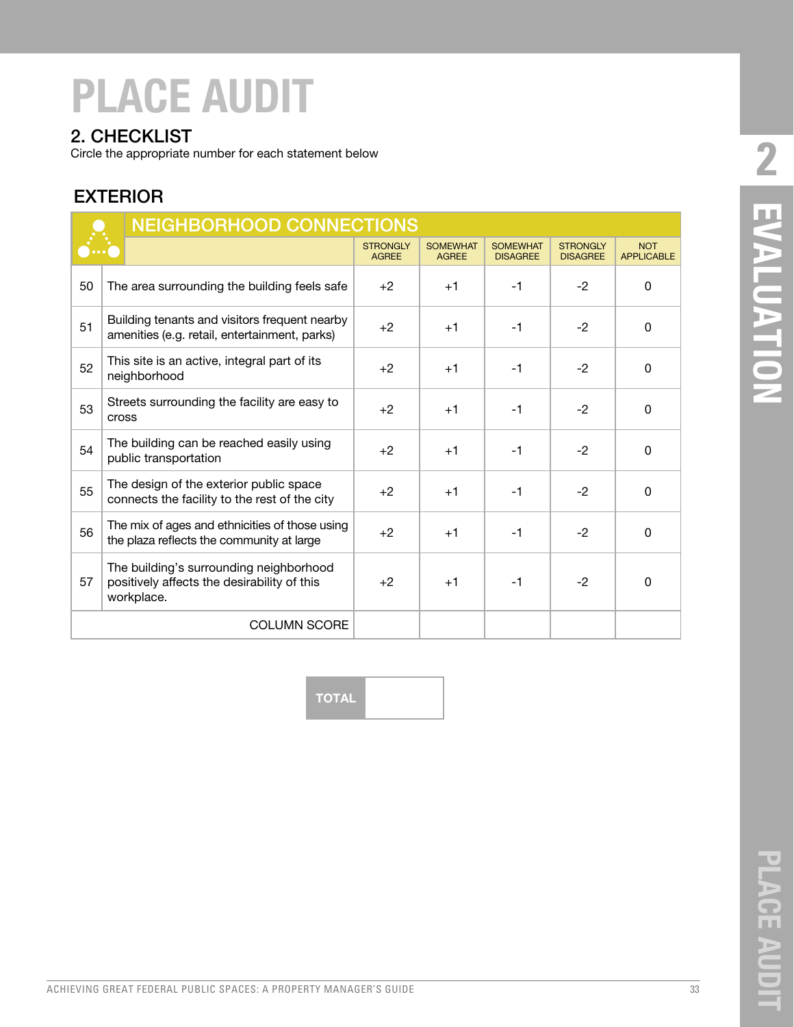# PLACE AUDIT

## 2. CHECKLIST

Circle the appropriate number for each statement below

### EXTERIOR

| | NEIGHBORHOOD CONNECTIONS | STRONGLY AGREE | SOMEWHAT AGREE | SOMEWHAT DISAGREE | STRONGLY DISAGREE | NOT APPLICABLE |
|---|---|---|---|---|---|---|
| 50 | The area surrounding the building feels safe | +2 | +1 | -1 | -2 | 0 |
| 51 | Building tenants and visitors frequent nearby amenities (e.g. retail, entertainment, parks) | +2 | +1 | -1 | -2 | 0 |
| 52 | This site is an active, integral part of its neighborhood | +2 | +1 | -1 | -2 | 0 |
| 53 | Streets surrounding the facility are easy to cross | +2 | +1 | -1 | -2 | 0 |
| 54 | The building can be reached easily using public transportation | +2 | +1 | -1 | -2 | 0 |
| 55 | The design of the exterior public space connects the facility to the rest of the city | +2 | +1 | -1 | -2 | 0 |
| 56 | The mix of ages and ethnicities of those using the plaza reflects the community at large | +2 | +1 | -1 | -2 | 0 |
| 57 | The building's surrounding neighborhood positively affects the desirability of this workplace. | +2 | +1 | -1 | -2 | 0 |
| | COLUMN SCORE | | | | | |

| TOTAL | |
|---|---|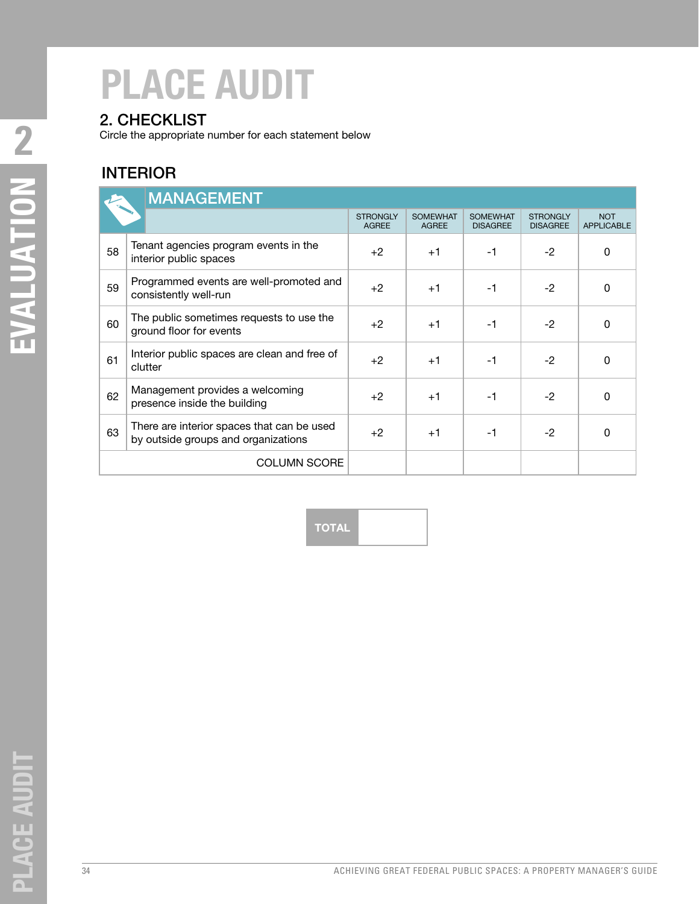# PLACE AUDIT

## 2. CHECKLIST

Circle the appropriate number for each statement below

### INTERIOR

| | MANAGEMENT | STRONGLY AGREE | SOMEWHAT AGREE | SOMEWHAT DISAGREE | STRONGLY DISAGREE | NOT APPLICABLE |
|---|---|---|---|---|---|---|
| 58 | Tenant agencies program events in the interior public spaces | +2 | +1 | -1 | -2 | 0 |
| 59 | Programmed events are well-promoted and consistently well-run | +2 | +1 | -1 | -2 | 0 |
| 60 | The public sometimes requests to use the ground floor for events | +2 | +1 | -1 | -2 | 0 |
| 61 | Interior public spaces are clean and free of clutter | +2 | +1 | -1 | -2 | 0 |
| 62 | Management provides a welcoming presence inside the building | +2 | +1 | -1 | -2 | 0 |
| 63 | There are interior spaces that can be used by outside groups and organizations | +2 | +1 | -1 | -2 | 0 |
| | COLUMN SCORE | | | | | |

| TOTAL | |
|---|---|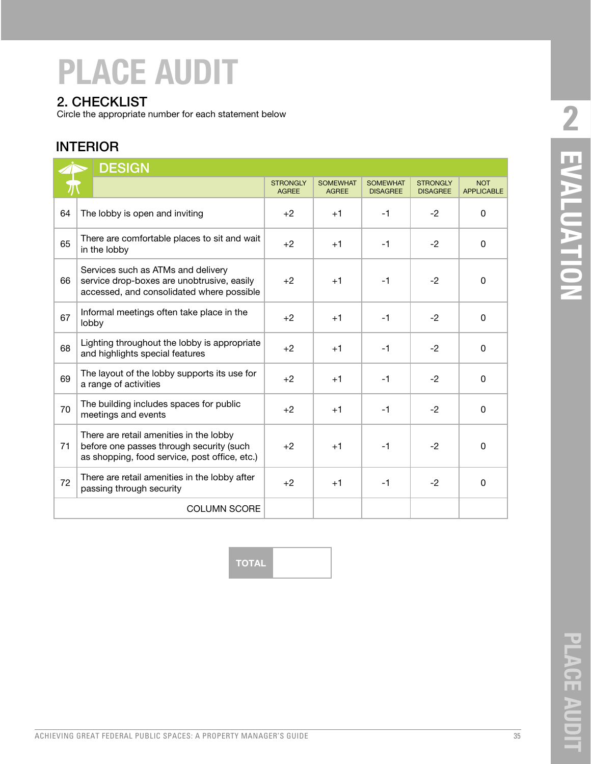# PLACE AUDIT

## 2. CHECKLIST

Circle the appropriate number for each statement below

### INTERIOR

| DESIGN | | STRONGLY AGREE | SOMEWHAT AGREE | SOMEWHAT DISAGREE | STRONGLY DISAGREE | NOT APPLICABLE |
|---|---|---|---|---|---|---|
| 64 | The lobby is open and inviting | +2 | +1 | -1 | -2 | 0 |
| 65 | There are comfortable places to sit and wait in the lobby | +2 | +1 | -1 | -2 | 0 |
| 66 | Services such as ATMs and delivery service drop-boxes are unobtrusive, easily accessed, and consolidated where possible | +2 | +1 | -1 | -2 | 0 |
| 67 | Informal meetings often take place in the lobby | +2 | +1 | -1 | -2 | 0 |
| 68 | Lighting throughout the lobby is appropriate and highlights special features | +2 | +1 | -1 | -2 | 0 |
| 69 | The layout of the lobby supports its use for a range of activities | +2 | +1 | -1 | -2 | 0 |
| 70 | The building includes spaces for public meetings and events | +2 | +1 | -1 | -2 | 0 |
| 71 | There are retail amenities in the lobby before one passes through security (such as shopping, food service, post office, etc.) | +2 | +1 | -1 | -2 | 0 |
| 72 | There are retail amenities in the lobby after passing through security | +2 | +1 | -1 | -2 | 0 |
| | COLUMN SCORE | | | | | |

| TOTAL | |
|---|---|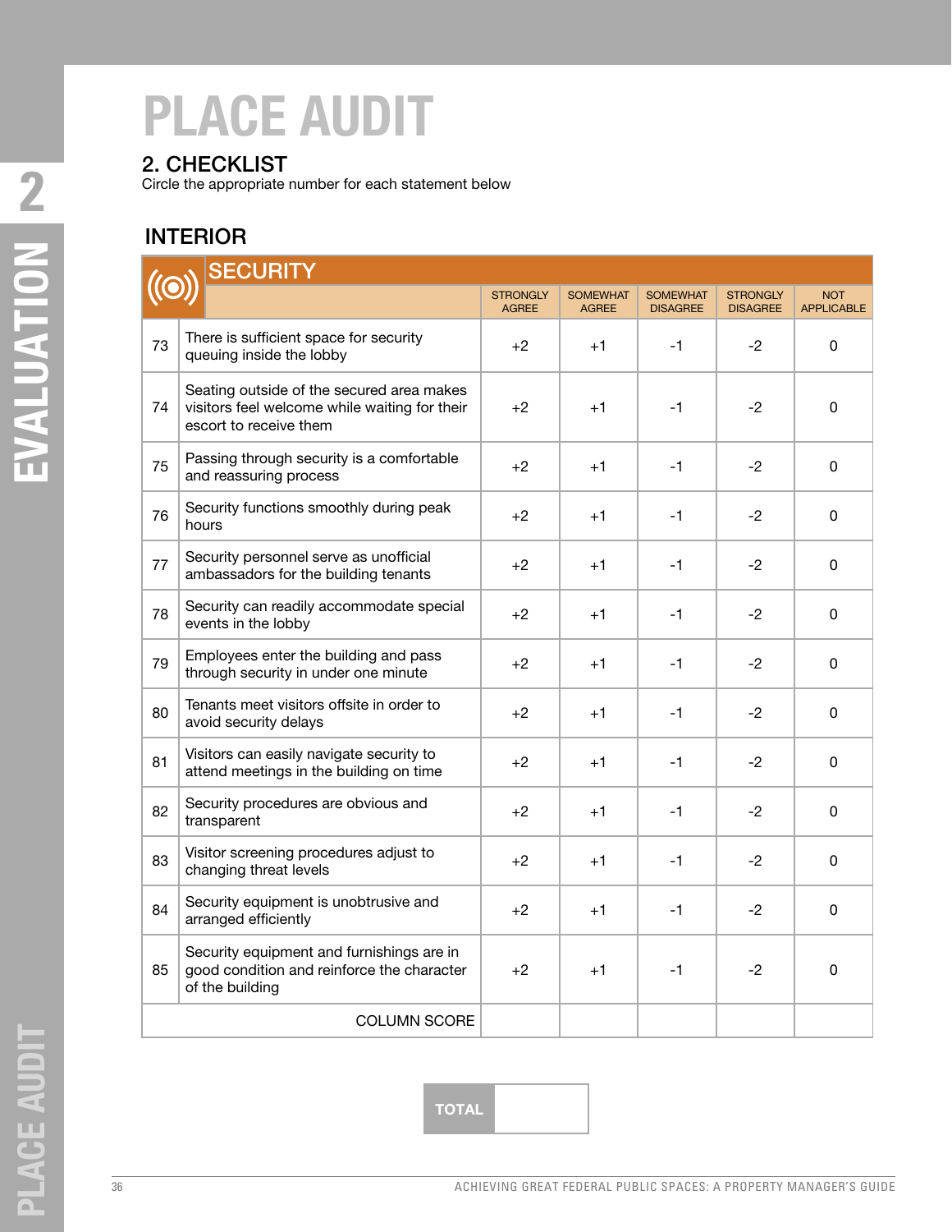# PLACE AUDIT

## 2. CHECKLIST

Circle the appropriate number for each statement below

### INTERIOR

| | SECURITY | STRONGLY AGREE | SOMEWHAT AGREE | SOMEWHAT DISAGREE | STRONGLY DISAGREE | NOT APPLICABLE |
|---|---|---|---|---|---|---|
| 73 | There is sufficient space for security queuing inside the lobby | +2 | +1 | -1 | -2 | 0 |
| 74 | Seating outside of the secured area makes visitors feel welcome while waiting for their escort to receive them | +2 | +1 | -1 | -2 | 0 |
| 75 | Passing through security is a comfortable and reassuring process | +2 | +1 | -1 | -2 | 0 |
| 76 | Security functions smoothly during peak hours | +2 | +1 | -1 | -2 | 0 |
| 77 | Security personnel serve as unofficial ambassadors for the building tenants | +2 | +1 | -1 | -2 | 0 |
| 78 | Security can readily accommodate special events in the lobby | +2 | +1 | -1 | -2 | 0 |
| 79 | Employees enter the building and pass through security in under one minute | +2 | +1 | -1 | -2 | 0 |
| 80 | Tenants meet visitors offsite in order to avoid security delays | +2 | +1 | -1 | -2 | 0 |
| 81 | Visitors can easily navigate security to attend meetings in the building on time | +2 | +1 | -1 | -2 | 0 |
| 82 | Security procedures are obvious and transparent | +2 | +1 | -1 | -2 | 0 |
| 83 | Visitor screening procedures adjust to changing threat levels | +2 | +1 | -1 | -2 | 0 |
| 84 | Security equipment is unobtrusive and arranged efficiently | +2 | +1 | -1 | -2 | 0 |
| 85 | Security equipment and furnishings are in good condition and reinforce the character of the building | +2 | +1 | -1 | -2 | 0 |
| | COLUMN SCORE | | | | | |

| TOTAL | |
|---|---|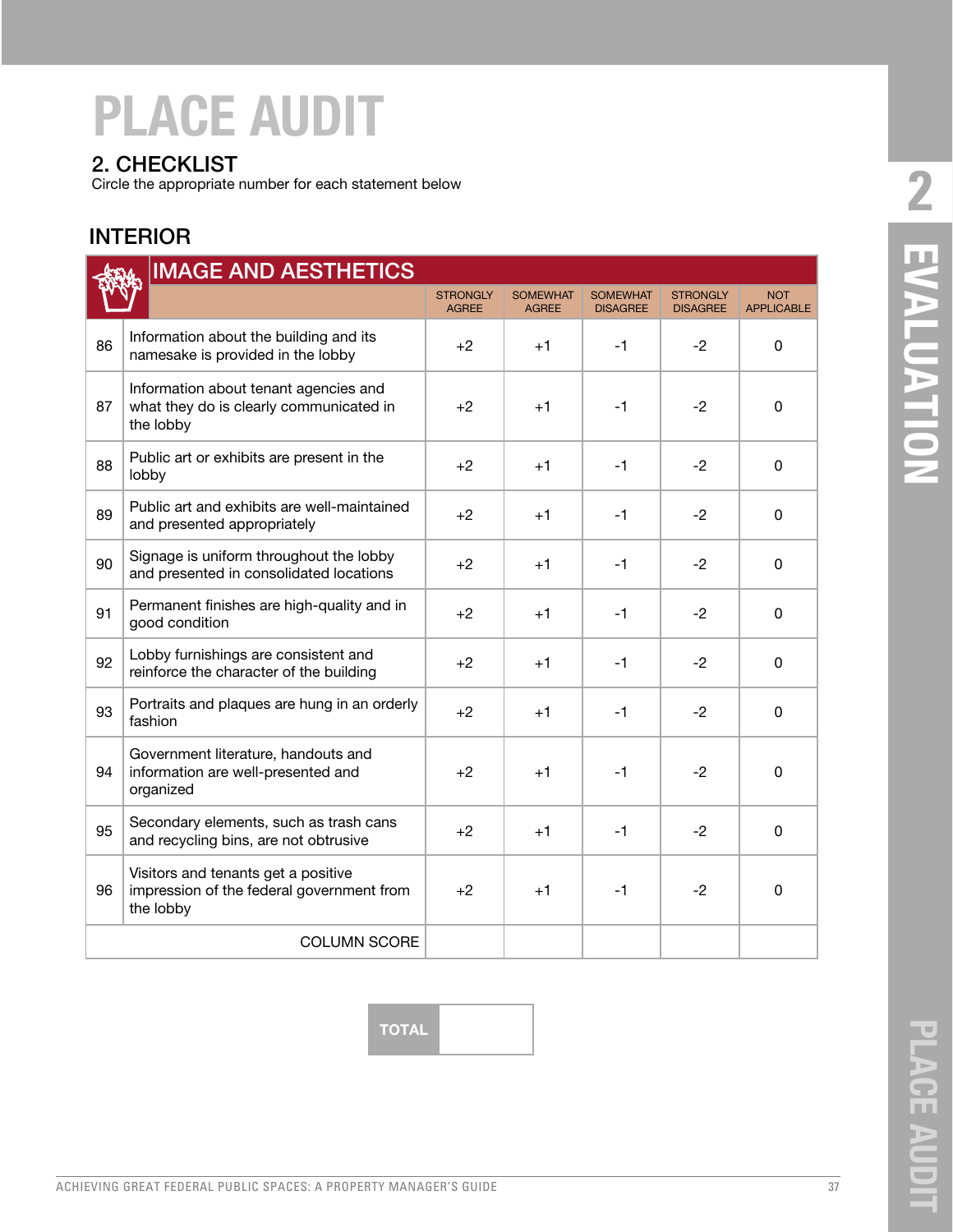# PLACE AUDIT

## 2. CHECKLIST

Circle the appropriate number for each statement below

### INTERIOR

| IMAGE AND AESTHETICS | | STRONGLY AGREE | SOMEWHAT AGREE | SOMEWHAT DISAGREE | STRONGLY DISAGREE | NOT APPLICABLE |
|---|---|---|---|---|---|---|
| 86 | Information about the building and its namesake is provided in the lobby | +2 | +1 | -1 | -2 | 0 |
| 87 | Information about tenant agencies and what they do is clearly communicated in the lobby | +2 | +1 | -1 | -2 | 0 |
| 88 | Public art or exhibits are present in the lobby | +2 | +1 | -1 | -2 | 0 |
| 89 | Public art and exhibits are well-maintained and presented appropriately | +2 | +1 | -1 | -2 | 0 |
| 90 | Signage is uniform throughout the lobby and presented in consolidated locations | +2 | +1 | -1 | -2 | 0 |
| 91 | Permanent finishes are high-quality and in good condition | +2 | +1 | -1 | -2 | 0 |
| 92 | Lobby furnishings are consistent and reinforce the character of the building | +2 | +1 | -1 | -2 | 0 |
| 93 | Portraits and plaques are hung in an orderly fashion | +2 | +1 | -1 | -2 | 0 |
| 94 | Government literature, handouts and information are well-presented and organized | +2 | +1 | -1 | -2 | 0 |
| 95 | Secondary elements, such as trash cans and recycling bins, are not obtrusive | +2 | +1 | -1 | -2 | 0 |
| 96 | Visitors and tenants get a positive impression of the federal government from the lobby | +2 | +1 | -1 | -2 | 0 |
| | COLUMN SCORE | | | | | |

| TOTAL | |
|---|---|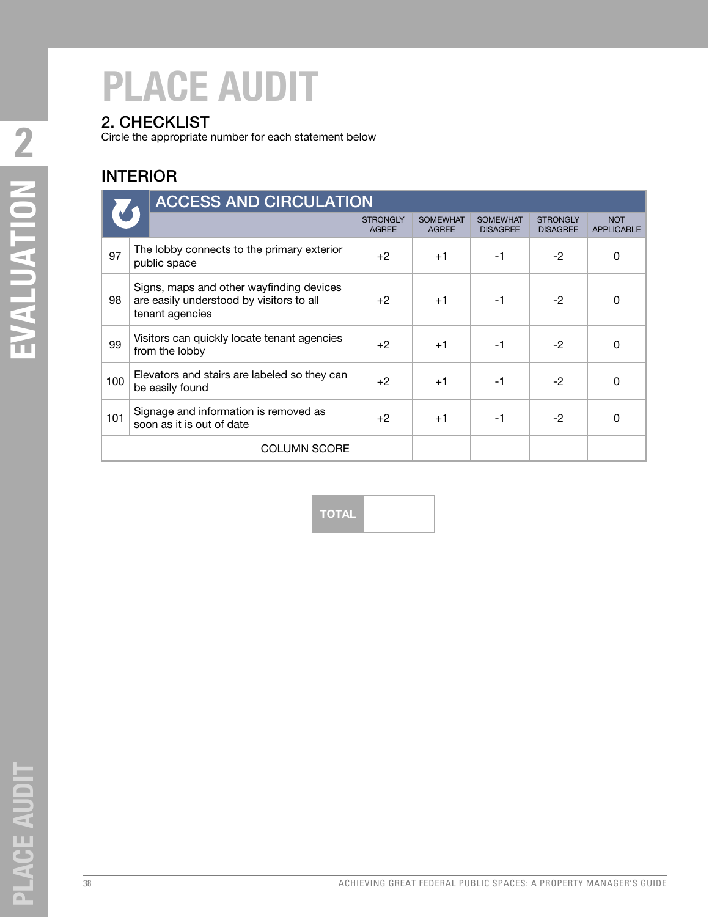# PLACE AUDIT

## 2. CHECKLIST

Circle the appropriate number for each statement below

### INTERIOR

| | ACCESS AND CIRCULATION | STRONGLY AGREE | SOMEWHAT AGREE | SOMEWHAT DISAGREE | STRONGLY DISAGREE | NOT APPLICABLE |
|---|---|---|---|---|---|---|
| 97 | The lobby connects to the primary exterior public space | +2 | +1 | -1 | -2 | 0 |
| 98 | Signs, maps and other wayfinding devices are easily understood by visitors to all tenant agencies | +2 | +1 | -1 | -2 | 0 |
| 99 | Visitors can quickly locate tenant agencies from the lobby | +2 | +1 | -1 | -2 | 0 |
| 100 | Elevators and stairs are labeled so they can be easily found | +2 | +1 | -1 | -2 | 0 |
| 101 | Signage and information is removed as soon as it is out of date | +2 | +1 | -1 | -2 | 0 |
| | COLUMN SCORE | | | | | |

| TOTAL | |
|---|---|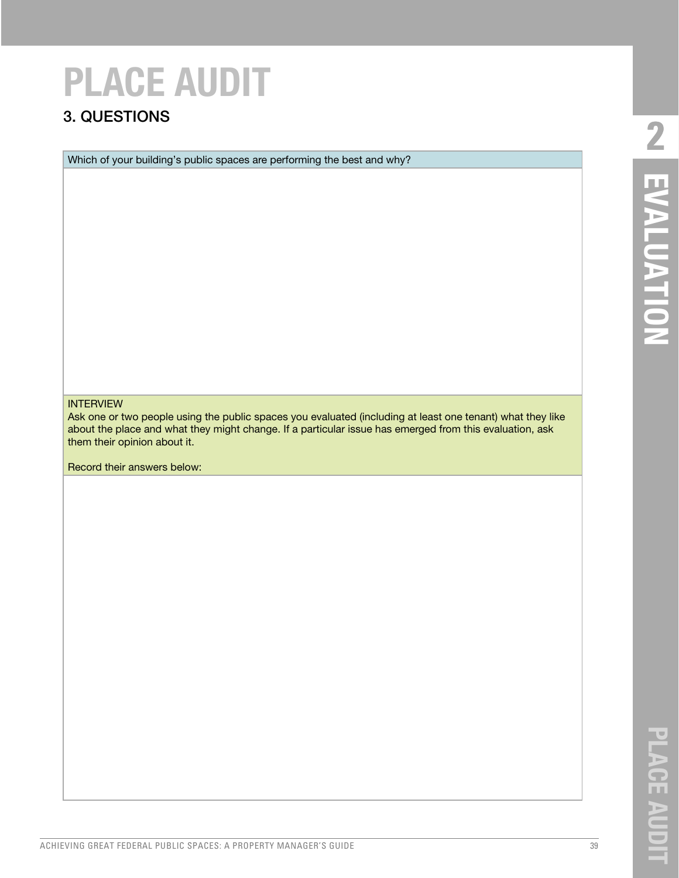# PLACE AUDIT

## 3. QUESTIONS

| Which of your building's public spaces are performing the best and why? |
| --- |
| |

| INTERVIEW<br>Ask one or two people using the public spaces you evaluated (including at least one tenant) what they like about the place and what they might change. If a particular issue has emerged from this evaluation, ask them their opinion about it.<br><br>Record their answers below: |
| --- |
| |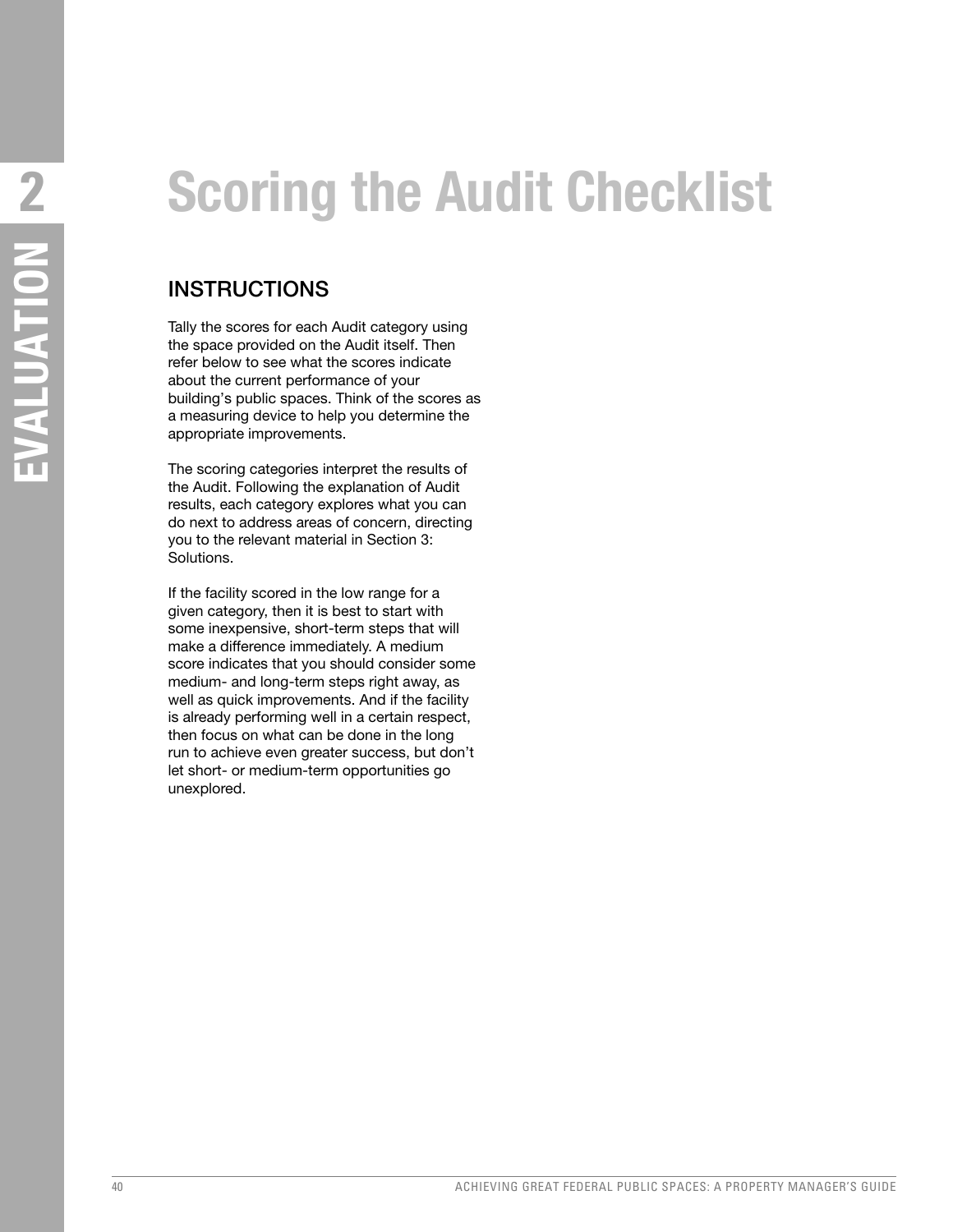# Scoring the Audit Checklist

## INSTRUCTIONS

Tally the scores for each Audit category using the space provided on the Audit itself. Then refer below to see what the scores indicate about the current performance of your building's public spaces. Think of the scores as a measuring device to help you determine the appropriate improvements.

The scoring categories interpret the results of the Audit. Following the explanation of Audit results, each category explores what you can do next to address areas of concern, directing you to the relevant material in Section 3: Solutions.

If the facility scored in the low range for a given category, then it is best to start with some inexpensive, short-term steps that will make a difference immediately. A medium score indicates that you should consider some medium- and long-term steps right away, as well as quick improvements. And if the facility is already performing well in a certain respect, then focus on what can be done in the long run to achieve even greater success, but don't let short- or medium-term opportunities go unexplored.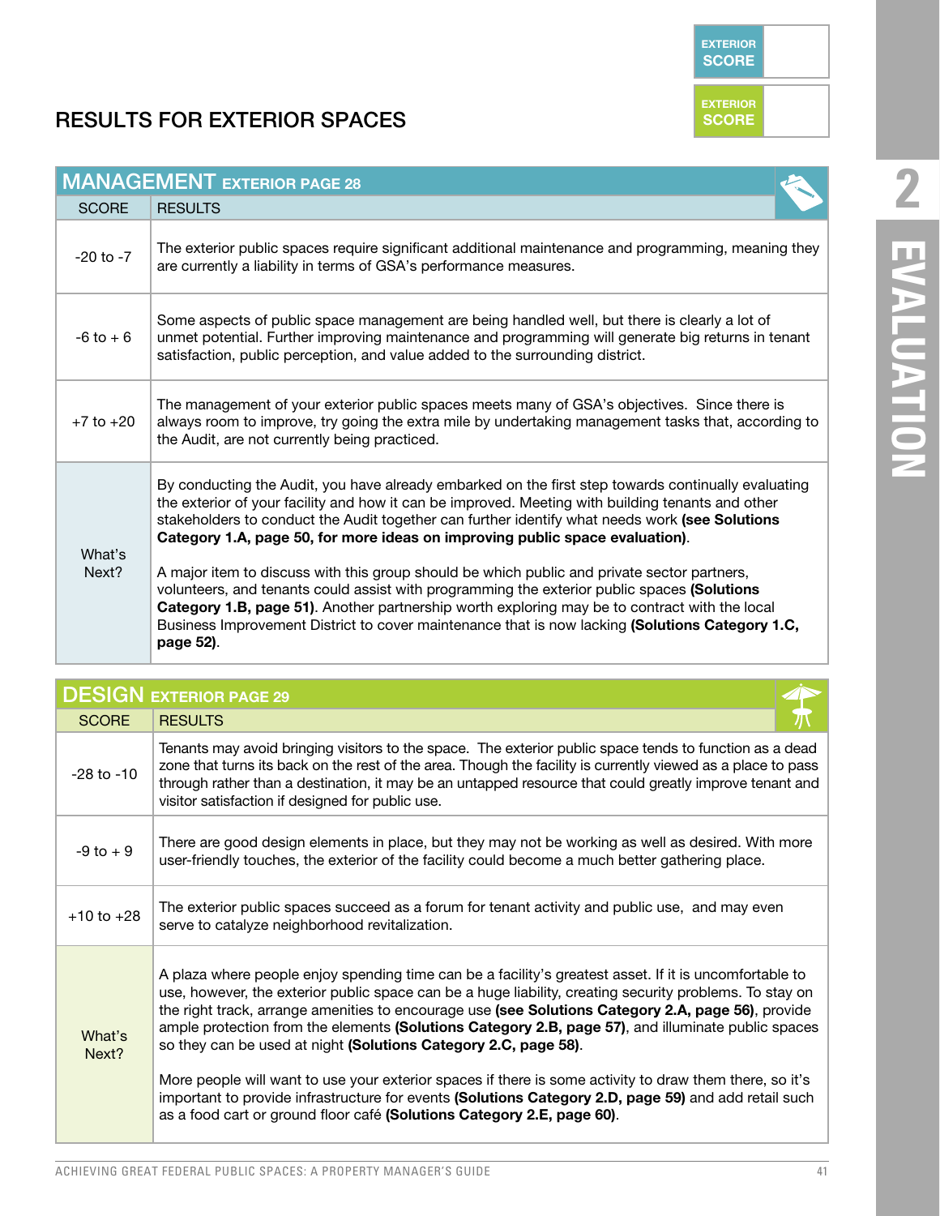EXTERIOR SCORE

EXTERIOR SCORE

## RESULTS FOR EXTERIOR SPACES

2 EVALUATION

### MANAGEMENT EXTERIOR PAGE 28

| SCORE | RESULTS |
|---|---|
| -20 to -7 | The exterior public spaces require significant additional maintenance and programming, meaning they are currently a liability in terms of GSA's performance measures. |
| -6 to + 6 | Some aspects of public space management are being handled well, but there is clearly a lot of unmet potential. Further improving maintenance and programming will generate big returns in tenant satisfaction, public perception, and value added to the surrounding district. |
| +7 to +20 | The management of your exterior public spaces meets many of GSA's objectives. Since there is always room to improve, try going the extra mile by undertaking management tasks that, according to the Audit, are not currently being practiced. |
| What's Next? | By conducting the Audit, you have already embarked on the first step towards continually evaluating the exterior of your facility and how it can be improved. Meeting with building tenants and other stakeholders to conduct the Audit together can further identify what needs work **(see Solutions Category 1.A, page 50, for more ideas on improving public space evaluation)**.<br><br>A major item to discuss with this group should be which public and private sector partners, volunteers, and tenants could assist with programming the exterior public spaces **(Solutions Category 1.B, page 51)**. Another partnership worth exploring may be to contract with the local Business Improvement District to cover maintenance that is now lacking **(Solutions Category 1.C, page 52)**. |

### DESIGN EXTERIOR PAGE 29

| SCORE | RESULTS |
|---|---|
| -28 to -10 | Tenants may avoid bringing visitors to the space. The exterior public space tends to function as a dead zone that turns its back on the rest of the area. Though the facility is currently viewed as a place to pass through rather than a destination, it may be an untapped resource that could greatly improve tenant and visitor satisfaction if designed for public use. |
| -9 to + 9 | There are good design elements in place, but they may not be working as well as desired. With more user-friendly touches, the exterior of the facility could become a much better gathering place. |
| +10 to +28 | The exterior public spaces succeed as a forum for tenant activity and public use, and may even serve to catalyze neighborhood revitalization. |
| What's Next? | A plaza where people enjoy spending time can be a facility's greatest asset. If it is uncomfortable to use, however, the exterior public space can be a huge liability, creating security problems. To stay on the right track, arrange amenities to encourage use **(see Solutions Category 2.A, page 56)**, provide ample protection from the elements **(Solutions Category 2.B, page 57)**, and illuminate public spaces so they can be used at night **(Solutions Category 2.C, page 58)**.<br><br>More people will want to use your exterior spaces if there is some activity to draw them there, so it's important to provide infrastructure for events **(Solutions Category 2.D, page 59)** and add retail such as a food cart or ground floor café **(Solutions Category 2.E, page 60)**. |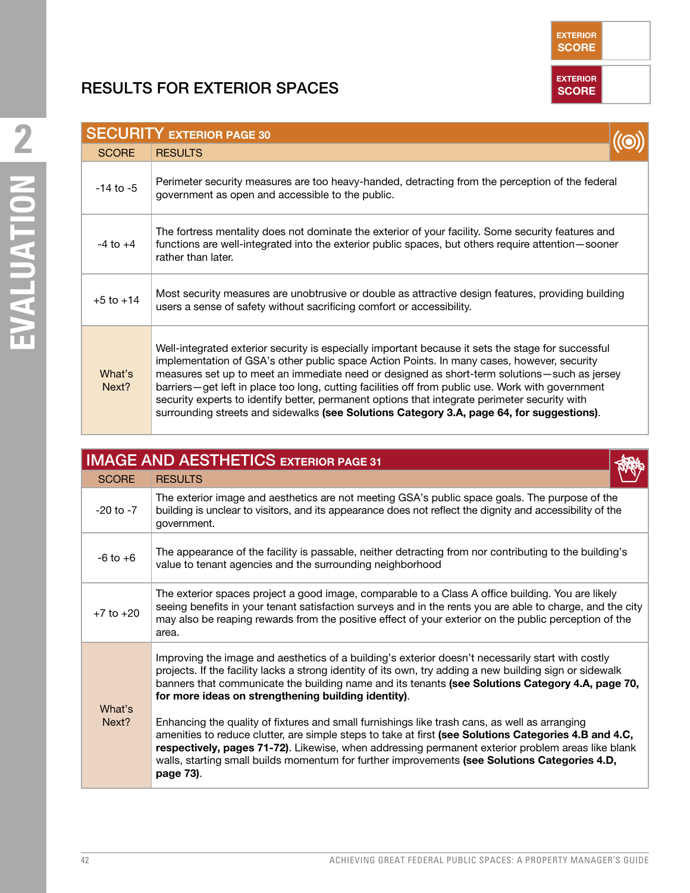EXTERIOR SCORE

EXTERIOR SCORE

## RESULTS FOR EXTERIOR SPACES

### SECURITY EXTERIOR PAGE 30

| SCORE | RESULTS |
|---|---|
| -14 to -5 | Perimeter security measures are too heavy-handed, detracting from the perception of the federal government as open and accessible to the public. |
| -4 to +4 | The fortress mentality does not dominate the exterior of your facility. Some security features and functions are well-integrated into the exterior public spaces, but others require attention—sooner rather than later. |
| +5 to +14 | Most security measures are unobtrusive or double as attractive design features, providing building users a sense of safety without sacrificing comfort or accessibility. |
| What's Next? | Well-integrated exterior security is especially important because it sets the stage for successful implementation of GSA's other public space Action Points. In many cases, however, security measures set up to meet an immediate need or designed as short-term solutions—such as jersey barriers—get left in place too long, cutting facilities off from public use. Work with government security experts to identify better, permanent options that integrate perimeter security with surrounding streets and sidewalks **(see Solutions Category 3.A, page 64, for suggestions)**. |

### IMAGE AND AESTHETICS EXTERIOR PAGE 31

| SCORE | RESULTS |
|---|---|
| -20 to -7 | The exterior image and aesthetics are not meeting GSA's public space goals. The purpose of the building is unclear to visitors, and its appearance does not reflect the dignity and accessibility of the government. |
| -6 to +6 | The appearance of the facility is passable, neither detracting from nor contributing to the building's value to tenant agencies and the surrounding neighborhood |
| +7 to +20 | The exterior spaces project a good image, comparable to a Class A office building. You are likely seeing benefits in your tenant satisfaction surveys and in the rents you are able to charge, and the city may also be reaping rewards from the positive effect of your exterior on the public perception of the area. |
| What's Next? | Improving the image and aesthetics of a building's exterior doesn't necessarily start with costly projects. If the facility lacks a strong identity of its own, try adding a new building sign or sidewalk banners that communicate the building name and its tenants **(see Solutions Category 4.A, page 70, for more ideas on strengthening building identity)**.<br><br>Enhancing the quality of fixtures and small furnishings like trash cans, as well as arranging amenities to reduce clutter, are simple steps to take at first **(see Solutions Categories 4.B and 4.C, respectively, pages 71-72)**. Likewise, when addressing permanent exterior problem areas like blank walls, starting small builds momentum for further improvements **(see Solutions Categories 4.D, page 73)**. |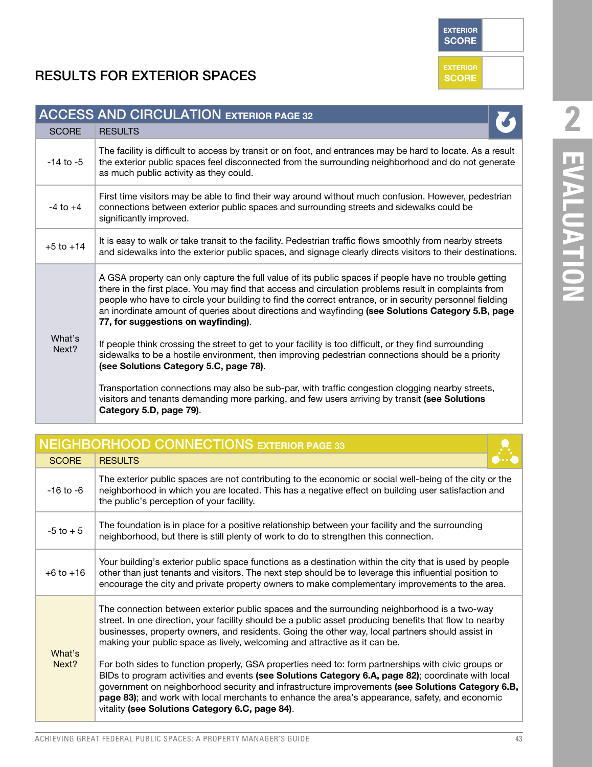## RESULTS FOR EXTERIOR SPACES

| EXTERIOR SCORE | |
|---|---|

| EXTERIOR SCORE | |
|---|---|

### ACCESS AND CIRCULATION EXTERIOR PAGE 32

| SCORE | RESULTS |
|---|---|
| -14 to -5 | The facility is difficult to access by transit or on foot, and entrances may be hard to locate. As a result the exterior public spaces feel disconnected from the surrounding neighborhood and do not generate as much public activity as they could. |
| -4 to +4 | First time visitors may be able to find their way around without much confusion. However, pedestrian connections between exterior public spaces and surrounding streets and sidewalks could be significantly improved. |
| +5 to +14 | It is easy to walk or take transit to the facility. Pedestrian traffic flows smoothly from nearby streets and sidewalks into the exterior public spaces, and signage clearly directs visitors to their destinations. |
| What's Next? | A GSA property can only capture the full value of its public spaces if people have no trouble getting there in the first place. You may find that access and circulation problems result in complaints from people who have to circle your building to find the correct entrance, or in security personnel fielding an inordinate amount of queries about directions and wayfinding **(see Solutions Category 5.B, page 77, for suggestions on wayfinding)**.<br><br>If people think crossing the street to get to your facility is too difficult, or they find surrounding sidewalks to be a hostile environment, then improving pedestrian connections should be a priority **(see Solutions Category 5.C, page 78)**.<br><br>Transportation connections may also be sub-par, with traffic congestion clogging nearby streets, visitors and tenants demanding more parking, and few users arriving by transit **(see Solutions Category 5.D, page 79)**. |

### NEIGHBORHOOD CONNECTIONS EXTERIOR PAGE 33

| SCORE | RESULTS |
|---|---|
| -16 to -6 | The exterior public spaces are not contributing to the economic or social well-being of the city or the neighborhood in which you are located. This has a negative effect on building user satisfaction and the public's perception of your facility. |
| -5 to + 5 | The foundation is in place for a positive relationship between your facility and the surrounding neighborhood, but there is still plenty of work to do to strengthen this connection. |
| +6 to +16 | Your building's exterior public space functions as a destination within the city that is used by people other than just tenants and visitors. The next step should be to leverage this influential position to encourage the city and private property owners to make complementary improvements to the area. |
| What's Next? | The connection between exterior public spaces and the surrounding neighborhood is a two-way street. In one direction, your facility should be a public asset producing benefits that flow to nearby businesses, property owners, and residents. Going the other way, local partners should assist in making your public space as lively, welcoming and attractive as it can be.<br><br>For both sides to function properly, GSA properties need to: form partnerships with civic groups or BIDs to program activities and events **(see Solutions Category 6.A, page 82)**; coordinate with local government on neighborhood security and infrastructure improvements **(see Solutions Category 6.B, page 83)**; and work with local merchants to enhance the area's appearance, safety, and economic vitality **(see Solutions Category 6.C, page 84)**. |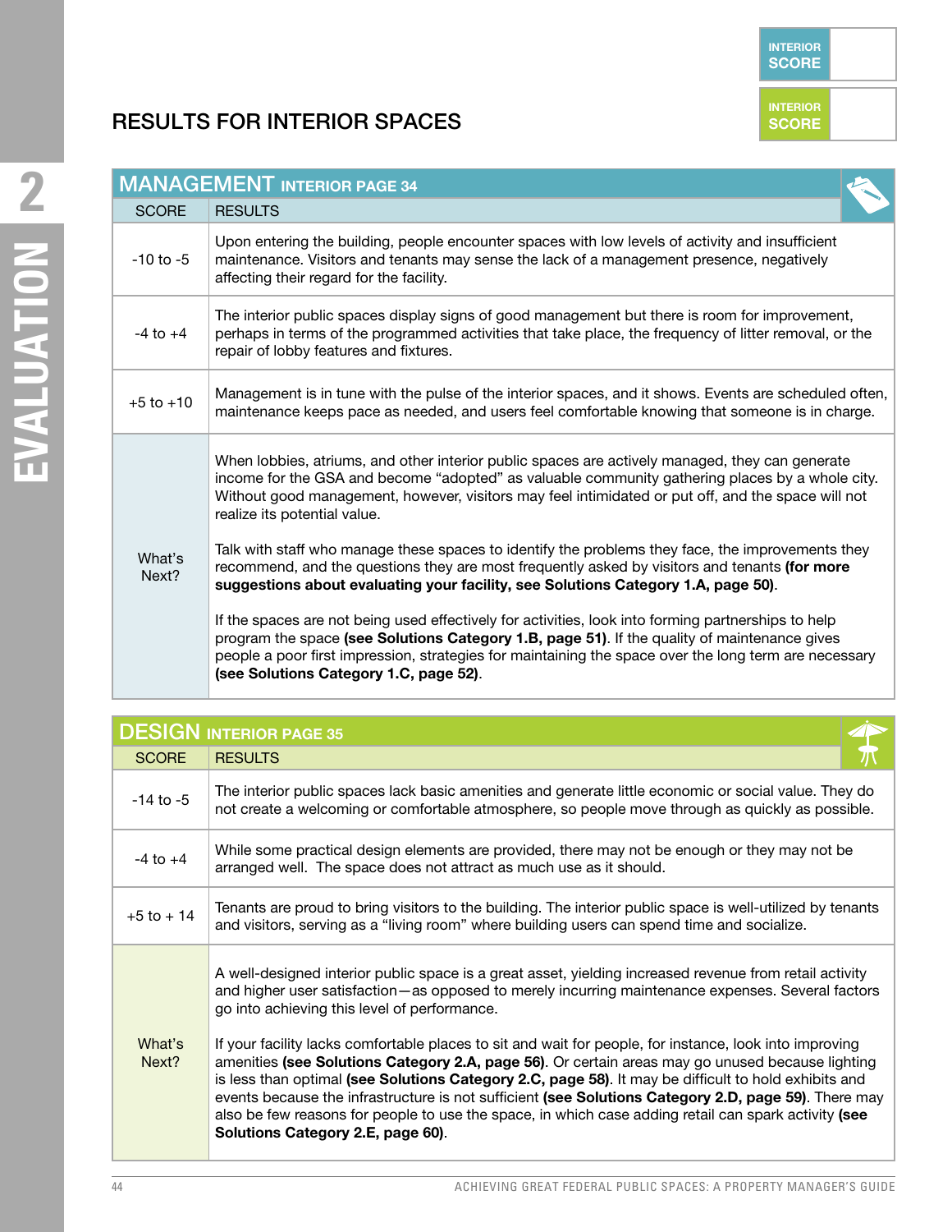## RESULTS FOR INTERIOR SPACES

| INTERIOR SCORE | |
|---|---|
| INTERIOR SCORE | |

### MANAGEMENT INTERIOR PAGE 34

| SCORE | RESULTS |
|---|---|
| -10 to -5 | Upon entering the building, people encounter spaces with low levels of activity and insufficient maintenance. Visitors and tenants may sense the lack of a management presence, negatively affecting their regard for the facility. |
| -4 to +4 | The interior public spaces display signs of good management but there is room for improvement, perhaps in terms of the programmed activities that take place, the frequency of litter removal, or the repair of lobby features and fixtures. |
| +5 to +10 | Management is in tune with the pulse of the interior spaces, and it shows. Events are scheduled often, maintenance keeps pace as needed, and users feel comfortable knowing that someone is in charge. |
| What's Next? | When lobbies, atriums, and other interior public spaces are actively managed, they can generate income for the GSA and become "adopted" as valuable community gathering places by a whole city. Without good management, however, visitors may feel intimidated or put off, and the space will not realize its potential value.<br><br>Talk with staff who manage these spaces to identify the problems they face, the improvements they recommend, and the questions they are most frequently asked by visitors and tenants **(for more suggestions about evaluating your facility, see Solutions Category 1.A, page 50)**.<br><br>If the spaces are not being used effectively for activities, look into forming partnerships to help program the space **(see Solutions Category 1.B, page 51)**. If the quality of maintenance gives people a poor first impression, strategies for maintaining the space over the long term are necessary **(see Solutions Category 1.C, page 52)**. |

### DESIGN INTERIOR PAGE 35

| SCORE | RESULTS |
|---|---|
| -14 to -5 | The interior public spaces lack basic amenities and generate little economic or social value. They do not create a welcoming or comfortable atmosphere, so people move through as quickly as possible. |
| -4 to +4 | While some practical design elements are provided, there may not be enough or they may not be arranged well. The space does not attract as much use as it should. |
| +5 to + 14 | Tenants are proud to bring visitors to the building. The interior public space is well-utilized by tenants and visitors, serving as a "living room" where building users can spend time and socialize. |
| What's Next? | A well-designed interior public space is a great asset, yielding increased revenue from retail activity and higher user satisfaction—as opposed to merely incurring maintenance expenses. Several factors go into achieving this level of performance.<br><br>If your facility lacks comfortable places to sit and wait for people, for instance, look into improving amenities **(see Solutions Category 2.A, page 56)**. Or certain areas may go unused because lighting is less than optimal **(see Solutions Category 2.C, page 58)**. It may be difficult to hold exhibits and events because the infrastructure is not sufficient **(see Solutions Category 2.D, page 59)**. There may also be few reasons for people to use the space, in which case adding retail can spark activity **(see Solutions Category 2.E, page 60)**. |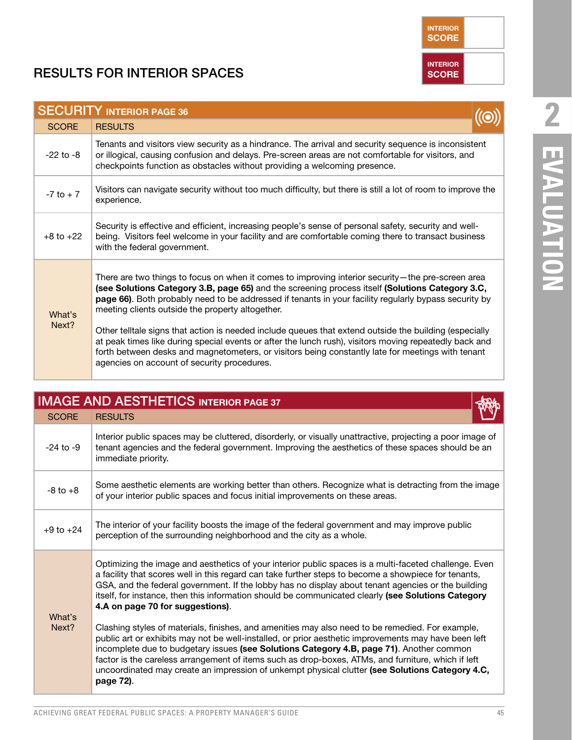## RESULTS FOR INTERIOR SPACES

| INTERIOR SCORE | |
|---|---|

| INTERIOR SCORE | |
|---|---|

### SECURITY INTERIOR PAGE 36

| SCORE | RESULTS |
|---|---|
| -22 to -8 | Tenants and visitors view security as a hindrance. The arrival and security sequence is inconsistent or illogical, causing confusion and delays. Pre-screen areas are not comfortable for visitors, and checkpoints function as obstacles without providing a welcoming presence. |
| -7 to + 7 | Visitors can navigate security without too much difficulty, but there is still a lot of room to improve the experience. |
| +8 to +22 | Security is effective and efficient, increasing people's sense of personal safety, security and well-being. Visitors feel welcome in your facility and are comfortable coming there to transact business with the federal government. |
| What's Next? | There are two things to focus on when it comes to improving interior security—the pre-screen area **(see Solutions Category 3.B, page 65)** and the screening process itself **(Solutions Category 3.C, page 66)**. Both probably need to be addressed if tenants in your facility regularly bypass security by meeting clients outside the property altogether.<br><br>Other telltale signs that action is needed include queues that extend outside the building (especially at peak times like during special events or after the lunch rush), visitors moving repeatedly back and forth between desks and magnetometers, or visitors being constantly late for meetings with tenant agencies on account of security procedures. |

### IMAGE AND AESTHETICS INTERIOR PAGE 37

| SCORE | RESULTS |
|---|---|
| -24 to -9 | Interior public spaces may be cluttered, disorderly, or visually unattractive, projecting a poor image of tenant agencies and the federal government. Improving the aesthetics of these spaces should be an immediate priority. |
| -8 to +8 | Some aesthetic elements are working better than others. Recognize what is detracting from the image of your interior public spaces and focus initial improvements on these areas. |
| +9 to +24 | The interior of your facility boosts the image of the federal government and may improve public perception of the surrounding neighborhood and the city as a whole. |
| What's Next? | Optimizing the image and aesthetics of your interior public spaces is a multi-faceted challenge. Even a facility that scores well in this regard can take further steps to become a showpiece for tenants, GSA, and the federal government. If the lobby has no display about tenant agencies or the building itself, for instance, then this information should be communicated clearly **(see Solutions Category 4.A on page 70 for suggestions)**.<br><br>Clashing styles of materials, finishes, and amenities may also need to be remedied. For example, public art or exhibits may not be well-installed, or prior aesthetic improvements may have been left incomplete due to budgetary issues **(see Solutions Category 4.B, page 71)**. Another common factor is the careless arrangement of items such as drop-boxes, ATMs, and furniture, which if left uncoordinated may create an impression of unkempt physical clutter **(see Solutions Category 4.C, page 72)**. |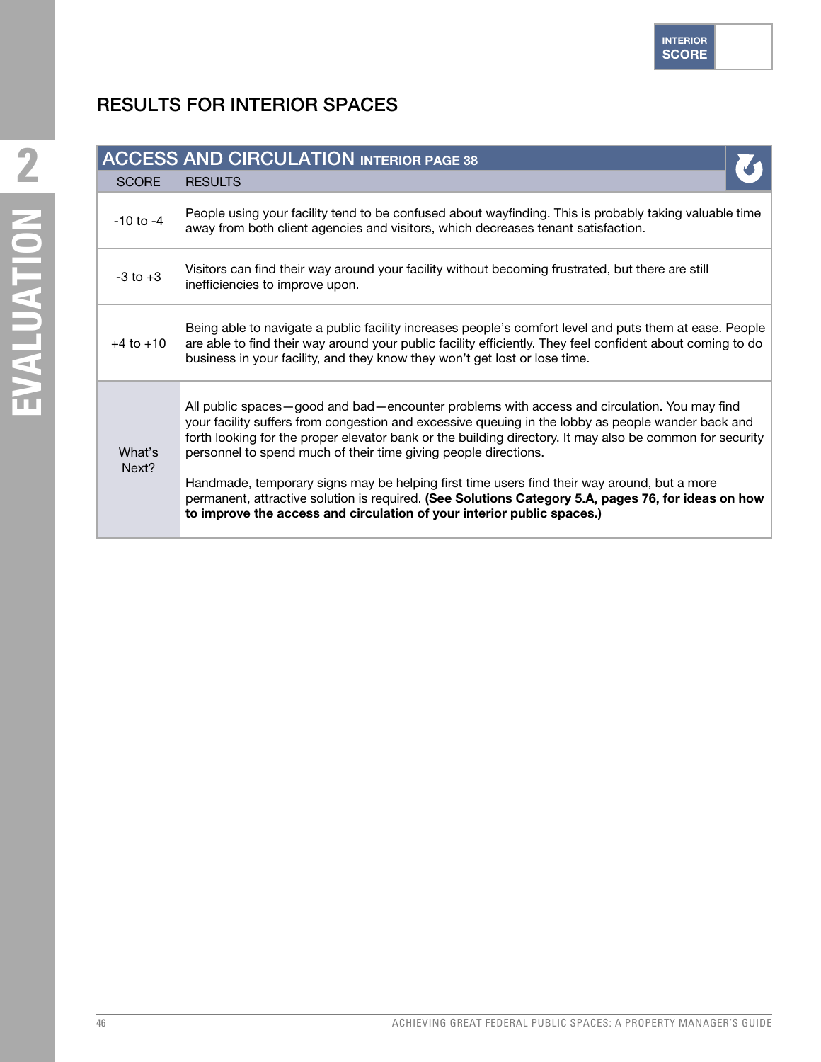INTERIOR SCORE

## RESULTS FOR INTERIOR SPACES

| ACCESS AND CIRCULATION INTERIOR PAGE 38 | |
|---|---|
| SCORE | RESULTS |
| -10 to -4 | People using your facility tend to be confused about wayfinding. This is probably taking valuable time away from both client agencies and visitors, which decreases tenant satisfaction. |
| -3 to +3 | Visitors can find their way around your facility without becoming frustrated, but there are still inefficiencies to improve upon. |
| +4 to +10 | Being able to navigate a public facility increases people's comfort level and puts them at ease. People are able to find their way around your public facility efficiently. They feel confident about coming to do business in your facility, and they know they won't get lost or lose time. |
| What's Next? | All public spaces—good and bad—encounter problems with access and circulation. You may find your facility suffers from congestion and excessive queuing in the lobby as people wander back and forth looking for the proper elevator bank or the building directory. It may also be common for security personnel to spend much of their time giving people directions.<br><br>Handmade, temporary signs may be helping first time users find their way around, but a more permanent, attractive solution is required. **(See Solutions Category 5.A, pages 76, for ideas on how to improve the access and circulation of your interior public spaces.)** |